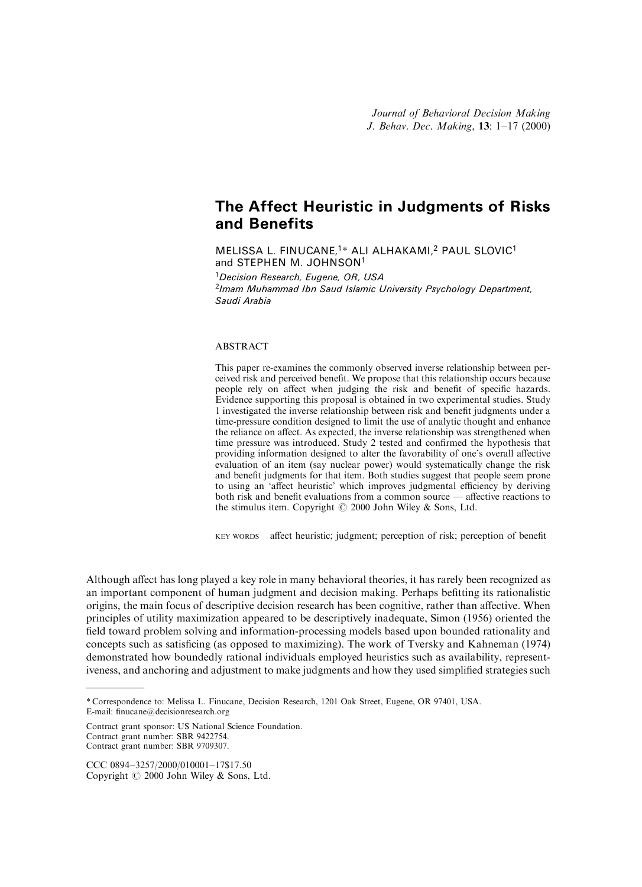# The Affect Heuristic in Judgments of Risks and Benefits

MELISSA L. FINUCANE,[1]* ALI ALHAKAMI,[2] PAUL SLOVIC[1] and STEPHEN M. JOHNSON[1]

[1] *Decision Research, Eugene, OR, USA*
[2] *Imam Muhammad Ibn Saud Islamic University Psychology Department, Saudi Arabia*

## ABSTRACT

This paper re-examines the commonly observed inverse relationship between perceived risk and perceived benefit. We propose that this relationship occurs because people rely on affect when judging the risk and benefit of specific hazards. Evidence supporting this proposal is obtained in two experimental studies. Study 1 investigated the inverse relationship between risk and benefit judgments under a time-pressure condition designed to limit the use of analytic thought and enhance the reliance on affect. As expected, the inverse relationship was strengthened when time pressure was introduced. Study 2 tested and confirmed the hypothesis that providing information designed to alter the favorability of one's overall affective evaluation of an item (say nuclear power) would systematically change the risk and benefit judgments for that item. Both studies suggest that people seem prone to using an 'affect heuristic' which improves judgmental efficiency by deriving both risk and benefit evaluations from a common source — affective reactions to the stimulus item. Copyright © 2000 John Wiley & Sons, Ltd.

KEY WORDS affect heuristic; judgment; perception of risk; perception of benefit

Although affect has long played a key role in many behavioral theories, it has rarely been recognized as an important component of human judgment and decision making. Perhaps befitting its rationalistic origins, the main focus of descriptive decision research has been cognitive, rather than affective. When principles of utility maximization appeared to be descriptively inadequate, Simon (1956) oriented the field toward problem solving and information-processing models based upon bounded rationality and concepts such as satisficing (as opposed to maximizing). The work of Tversky and Kahneman (1974) demonstrated how boundedly rational individuals employed heuristics such as availability, representiveness, and anchoring and adjustment to make judgments and how they used simplified strategies such

---

\* Correspondence to: Melissa L. Finucane, Decision Research, 1201 Oak Street, Eugene, OR 97401, USA. E-mail: finucane@decisionresearch.org

Contract grant sponsor: US National Science Foundation.
Contract grant number: SBR 9422754.
Contract grant number: SBR 9709307.

CCC 0894–3257/2000/010001–17$17.50
Copyright © 2000 John Wiley & Sons, Ltd.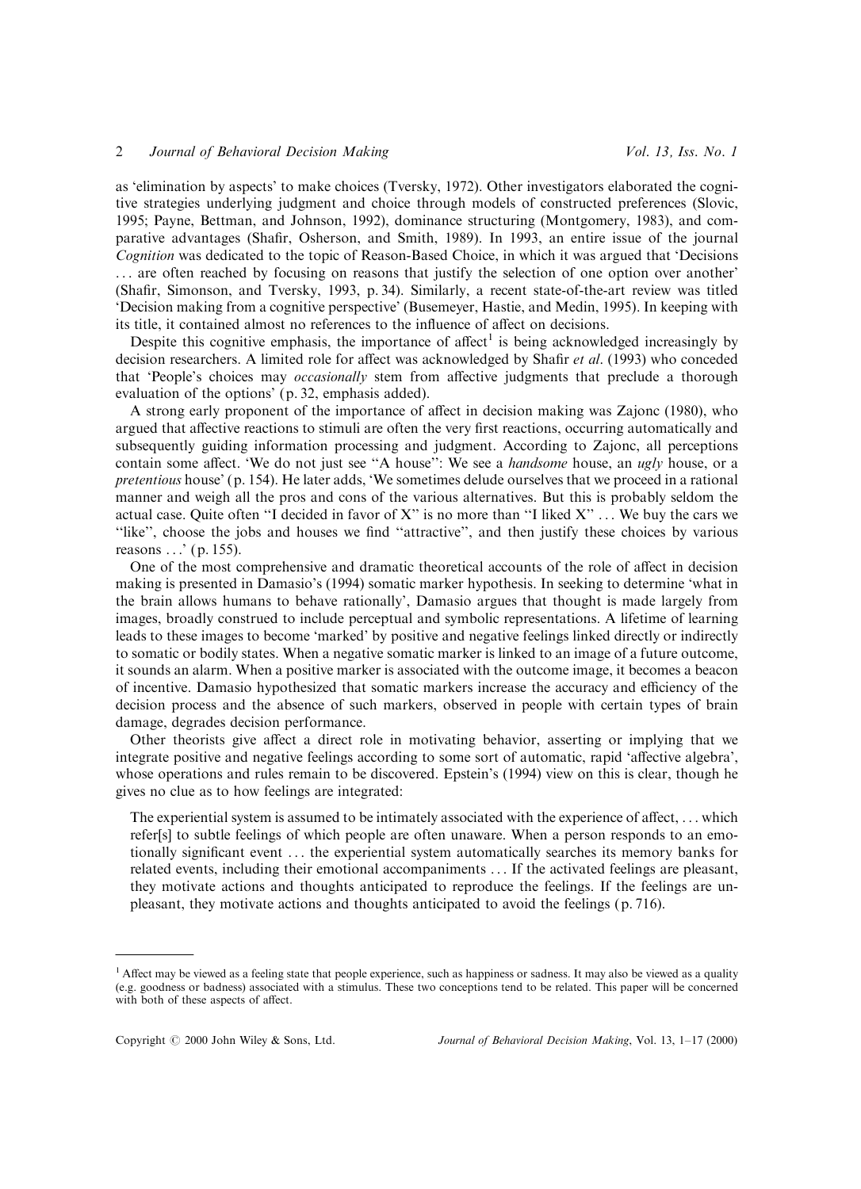as 'elimination by aspects' to make choices (Tversky, 1972). Other investigators elaborated the cognitive strategies underlying judgment and choice through models of constructed preferences (Slovic, 1995; Payne, Bettman, and Johnson, 1992), dominance structuring (Montgomery, 1983), and comparative advantages (Shafir, Osherson, and Smith, 1989). In 1993, an entire issue of the journal *Cognition* was dedicated to the topic of Reason-Based Choice, in which it was argued that 'Decisions ... are often reached by focusing on reasons that justify the selection of one option over another' (Shafir, Simonson, and Tversky, 1993, p. 34). Similarly, a recent state-of-the-art review was titled 'Decision making from a cognitive perspective' (Busemeyer, Hastie, and Medin, 1995). In keeping with its title, it contained almost no references to the influence of affect on decisions.

Despite this cognitive emphasis, the importance of affect[1] is being acknowledged increasingly by decision researchers. A limited role for affect was acknowledged by Shafir *et al*. (1993) who conceded that 'People's choices may *occasionally* stem from affective judgments that preclude a thorough evaluation of the options' (p. 32, emphasis added).

A strong early proponent of the importance of affect in decision making was Zajonc (1980), who argued that affective reactions to stimuli are often the very first reactions, occurring automatically and subsequently guiding information processing and judgment. According to Zajonc, all perceptions contain some affect. 'We do not just see "A house": We see a *handsome* house, an *ugly* house, or a *pretentious* house' (p. 154). He later adds, 'We sometimes delude ourselves that we proceed in a rational manner and weigh all the pros and cons of the various alternatives. But this is probably seldom the actual case. Quite often "I decided in favor of X" is no more than "I liked X" ... We buy the cars we "like", choose the jobs and houses we find "attractive", and then justify these choices by various reasons ...' (p. 155).

One of the most comprehensive and dramatic theoretical accounts of the role of affect in decision making is presented in Damasio's (1994) somatic marker hypothesis. In seeking to determine 'what in the brain allows humans to behave rationally', Damasio argues that thought is made largely from images, broadly construed to include perceptual and symbolic representations. A lifetime of learning leads to these images to become 'marked' by positive and negative feelings linked directly or indirectly to somatic or bodily states. When a negative somatic marker is linked to an image of a future outcome, it sounds an alarm. When a positive marker is associated with the outcome image, it becomes a beacon of incentive. Damasio hypothesized that somatic markers increase the accuracy and efficiency of the decision process and the absence of such markers, observed in people with certain types of brain damage, degrades decision performance.

Other theorists give affect a direct role in motivating behavior, asserting or implying that we integrate positive and negative feelings according to some sort of automatic, rapid 'affective algebra', whose operations and rules remain to be discovered. Epstein's (1994) view on this is clear, though he gives no clue as to how feelings are integrated:

> The experiential system is assumed to be intimately associated with the experience of affect, ... which refer[s] to subtle feelings of which people are often unaware. When a person responds to an emotionally significant event ... the experiential system automatically searches its memory banks for related events, including their emotional accompaniments ... If the activated feelings are pleasant, they motivate actions and thoughts anticipated to reproduce the feelings. If the feelings are unpleasant, they motivate actions and thoughts anticipated to avoid the feelings (p. 716).

[1] Affect may be viewed as a feeling state that people experience, such as happiness or sadness. It may also be viewed as a quality (e.g. goodness or badness) associated with a stimulus. These two conceptions tend to be related. This paper will be concerned with both of these aspects of affect.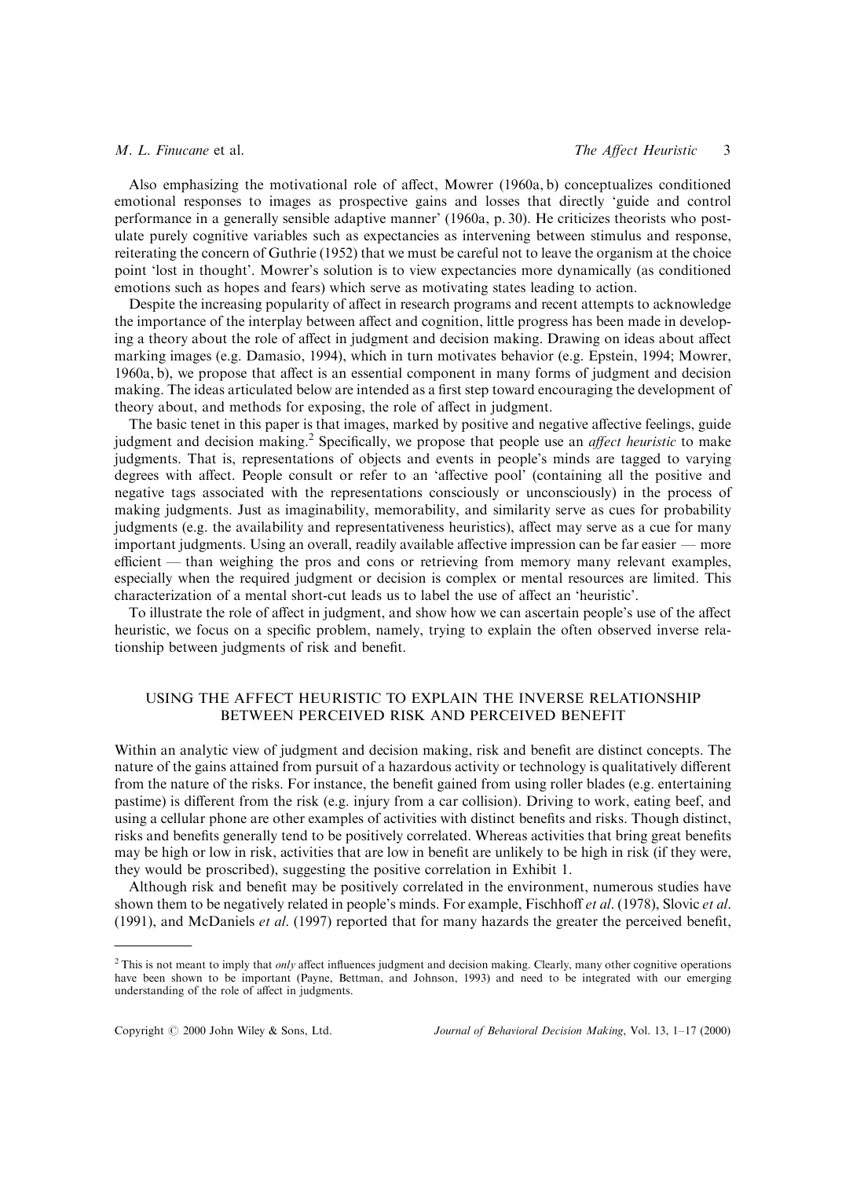Also emphasizing the motivational role of affect, Mowrer (1960a, b) conceptualizes conditioned emotional responses to images as prospective gains and losses that directly 'guide and control performance in a generally sensible adaptive manner' (1960a, p. 30). He criticizes theorists who postulate purely cognitive variables such as expectancies as intervening between stimulus and response, reiterating the concern of Guthrie (1952) that we must be careful not to leave the organism at the choice point 'lost in thought'. Mowrer's solution is to view expectancies more dynamically (as conditioned emotions such as hopes and fears) which serve as motivating states leading to action.

Despite the increasing popularity of affect in research programs and recent attempts to acknowledge the importance of the interplay between affect and cognition, little progress has been made in developing a theory about the role of affect in judgment and decision making. Drawing on ideas about affect marking images (e.g. Damasio, 1994), which in turn motivates behavior (e.g. Epstein, 1994; Mowrer, 1960a, b), we propose that affect is an essential component in many forms of judgment and decision making. The ideas articulated below are intended as a first step toward encouraging the development of theory about, and methods for exposing, the role of affect in judgment.

The basic tenet in this paper is that images, marked by positive and negative affective feelings, guide judgment and decision making.[2] Specifically, we propose that people use an *affect heuristic* to make judgments. That is, representations of objects and events in people's minds are tagged to varying degrees with affect. People consult or refer to an 'affective pool' (containing all the positive and negative tags associated with the representations consciously or unconsciously) in the process of making judgments. Just as imaginability, memorability, and similarity serve as cues for probability judgments (e.g. the availability and representativeness heuristics), affect may serve as a cue for many important judgments. Using an overall, readily available affective impression can be far easier — more efficient — than weighing the pros and cons or retrieving from memory many relevant examples, especially when the required judgment or decision is complex or mental resources are limited. This characterization of a mental short-cut leads us to label the use of affect an 'heuristic'.

To illustrate the role of affect in judgment, and show how we can ascertain people's use of the affect heuristic, we focus on a specific problem, namely, trying to explain the often observed inverse relationship between judgments of risk and benefit.

## USING THE AFFECT HEURISTIC TO EXPLAIN THE INVERSE RELATIONSHIP BETWEEN PERCEIVED RISK AND PERCEIVED BENEFIT

Within an analytic view of judgment and decision making, risk and benefit are distinct concepts. The nature of the gains attained from pursuit of a hazardous activity or technology is qualitatively different from the nature of the risks. For instance, the benefit gained from using roller blades (e.g. entertaining pastime) is different from the risk (e.g. injury from a car collision). Driving to work, eating beef, and using a cellular phone are other examples of activities with distinct benefits and risks. Though distinct, risks and benefits generally tend to be positively correlated. Whereas activities that bring great benefits may be high or low in risk, activities that are low in benefit are unlikely to be high in risk (if they were, they would be proscribed), suggesting the positive correlation in Exhibit 1.

Although risk and benefit may be positively correlated in the environment, numerous studies have shown them to be negatively related in people's minds. For example, Fischhoff *et al.* (1978), Slovic *et al.* (1991), and McDaniels *et al.* (1997) reported that for many hazards the greater the perceived benefit,

[2] This is not meant to imply that *only* affect influences judgment and decision making. Clearly, many other cognitive operations have been shown to be important (Payne, Bettman, and Johnson, 1993) and need to be integrated with our emerging understanding of the role of affect in judgments.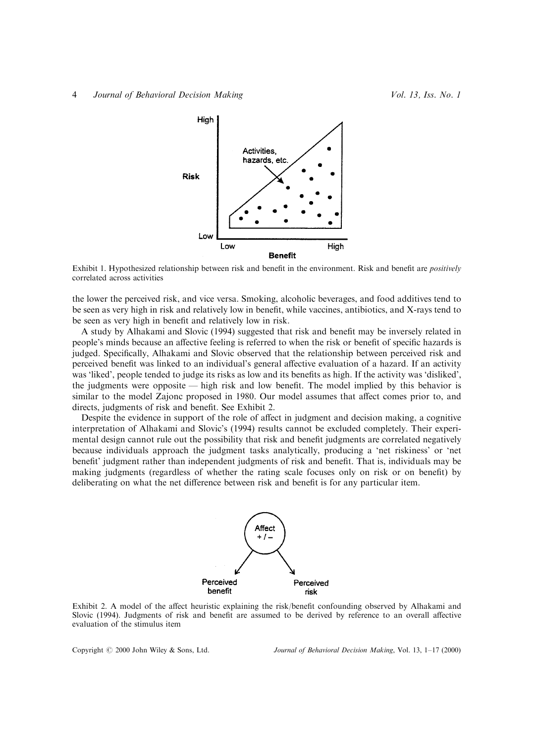Exhibit 1. Hypothesized relationship between risk and benefit in the environment. Risk and benefit are *positively* correlated across activities

the lower the perceived risk, and vice versa. Smoking, alcoholic beverages, and food additives tend to be seen as very high in risk and relatively low in benefit, while vaccines, antibiotics, and X-rays tend to be seen as very high in benefit and relatively low in risk.

A study by Alhakami and Slovic (1994) suggested that risk and benefit may be inversely related in people's minds because an affective feeling is referred to when the risk or benefit of specific hazards is judged. Specifically, Alhakami and Slovic observed that the relationship between perceived risk and perceived benefit was linked to an individual's general affective evaluation of a hazard. If an activity was 'liked', people tended to judge its risks as low and its benefits as high. If the activity was 'disliked', the judgments were opposite — high risk and low benefit. The model implied by this behavior is similar to the model Zajonc proposed in 1980. Our model assumes that affect comes prior to, and directs, judgments of risk and benefit. See Exhibit 2.

Despite the evidence in support of the role of affect in judgment and decision making, a cognitive interpretation of Alhakami and Slovic's (1994) results cannot be excluded completely. Their experimental design cannot rule out the possibility that risk and benefit judgments are correlated negatively because individuals approach the judgment tasks analytically, producing a 'net riskiness' or 'net benefit' judgment rather than independent judgments of risk and benefit. That is, individuals may be making judgments (regardless of whether the rating scale focuses only on risk or on benefit) by deliberating on what the net difference between risk and benefit is for any particular item.

Exhibit 2. A model of the affect heuristic explaining the risk/benefit confounding observed by Alhakami and Slovic (1994). Judgments of risk and benefit are assumed to be derived by reference to an overall affective evaluation of the stimulus item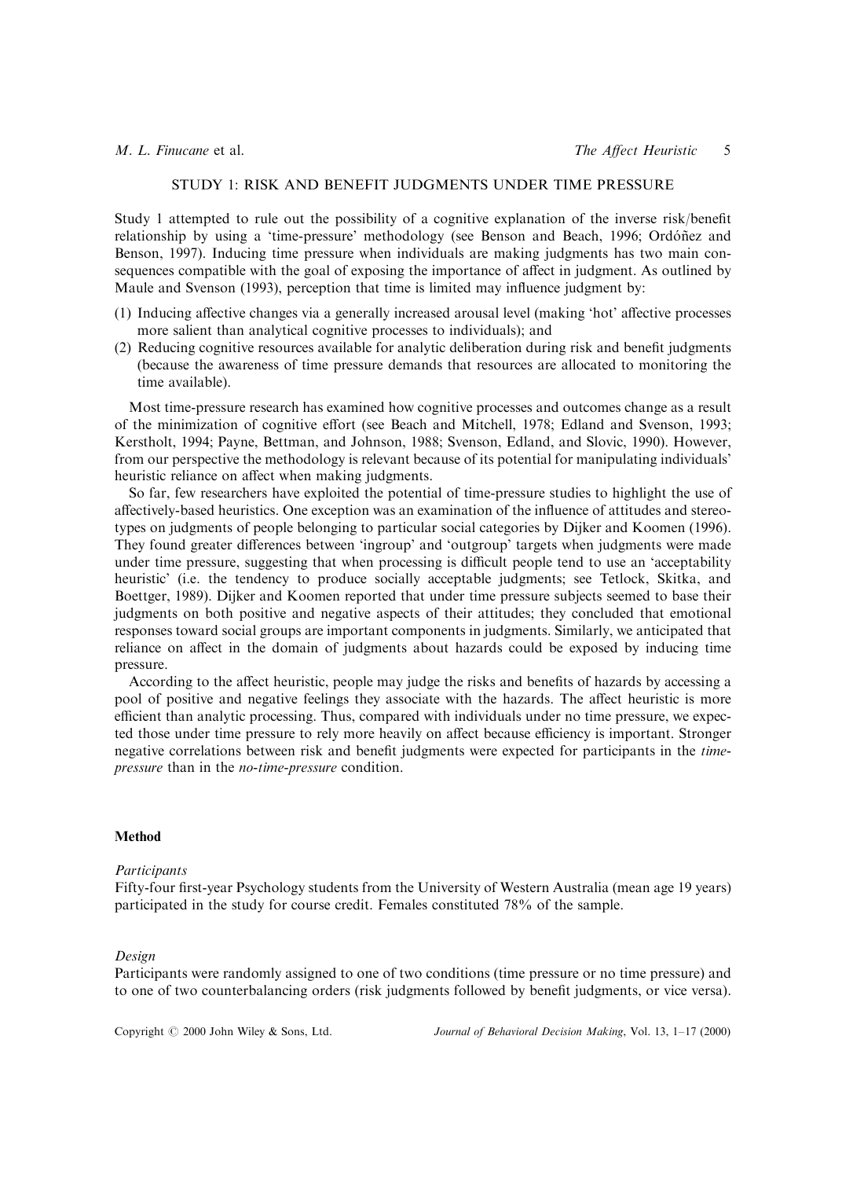## STUDY 1: RISK AND BENEFIT JUDGMENTS UNDER TIME PRESSURE

Study 1 attempted to rule out the possibility of a cognitive explanation of the inverse risk/benefit relationship by using a 'time-pressure' methodology (see Benson and Beach, 1996; Ordóñez and Benson, 1997). Inducing time pressure when individuals are making judgments has two main consequences compatible with the goal of exposing the importance of affect in judgment. As outlined by Maule and Svenson (1993), perception that time is limited may influence judgment by:

(1) Inducing affective changes via a generally increased arousal level (making 'hot' affective processes more salient than analytical cognitive processes to individuals); and
(2) Reducing cognitive resources available for analytic deliberation during risk and benefit judgments (because the awareness of time pressure demands that resources are allocated to monitoring the time available).

Most time-pressure research has examined how cognitive processes and outcomes change as a result of the minimization of cognitive effort (see Beach and Mitchell, 1978; Edland and Svenson, 1993; Kerstholt, 1994; Payne, Bettman, and Johnson, 1988; Svenson, Edland, and Slovic, 1990). However, from our perspective the methodology is relevant because of its potential for manipulating individuals' heuristic reliance on affect when making judgments.

So far, few researchers have exploited the potential of time-pressure studies to highlight the use of affectively-based heuristics. One exception was an examination of the influence of attitudes and stereotypes on judgments of people belonging to particular social categories by Dijker and Koomen (1996). They found greater differences between 'ingroup' and 'outgroup' targets when judgments were made under time pressure, suggesting that when processing is difficult people tend to use an 'acceptability heuristic' (i.e. the tendency to produce socially acceptable judgments; see Tetlock, Skitka, and Boettger, 1989). Dijker and Koomen reported that under time pressure subjects seemed to base their judgments on both positive and negative aspects of their attitudes; they concluded that emotional responses toward social groups are important components in judgments. Similarly, we anticipated that reliance on affect in the domain of judgments about hazards could be exposed by inducing time pressure.

According to the affect heuristic, people may judge the risks and benefits of hazards by accessing a pool of positive and negative feelings they associate with the hazards. The affect heuristic is more efficient than analytic processing. Thus, compared with individuals under no time pressure, we expected those under time pressure to rely more heavily on affect because efficiency is important. Stronger negative correlations between risk and benefit judgments were expected for participants in the *time-pressure* than in the *no-time-pressure* condition.

### Method

#### *Participants*

Fifty-four first-year Psychology students from the University of Western Australia (mean age 19 years) participated in the study for course credit. Females constituted 78% of the sample.

#### *Design*

Participants were randomly assigned to one of two conditions (time pressure or no time pressure) and to one of two counterbalancing orders (risk judgments followed by benefit judgments, or vice versa).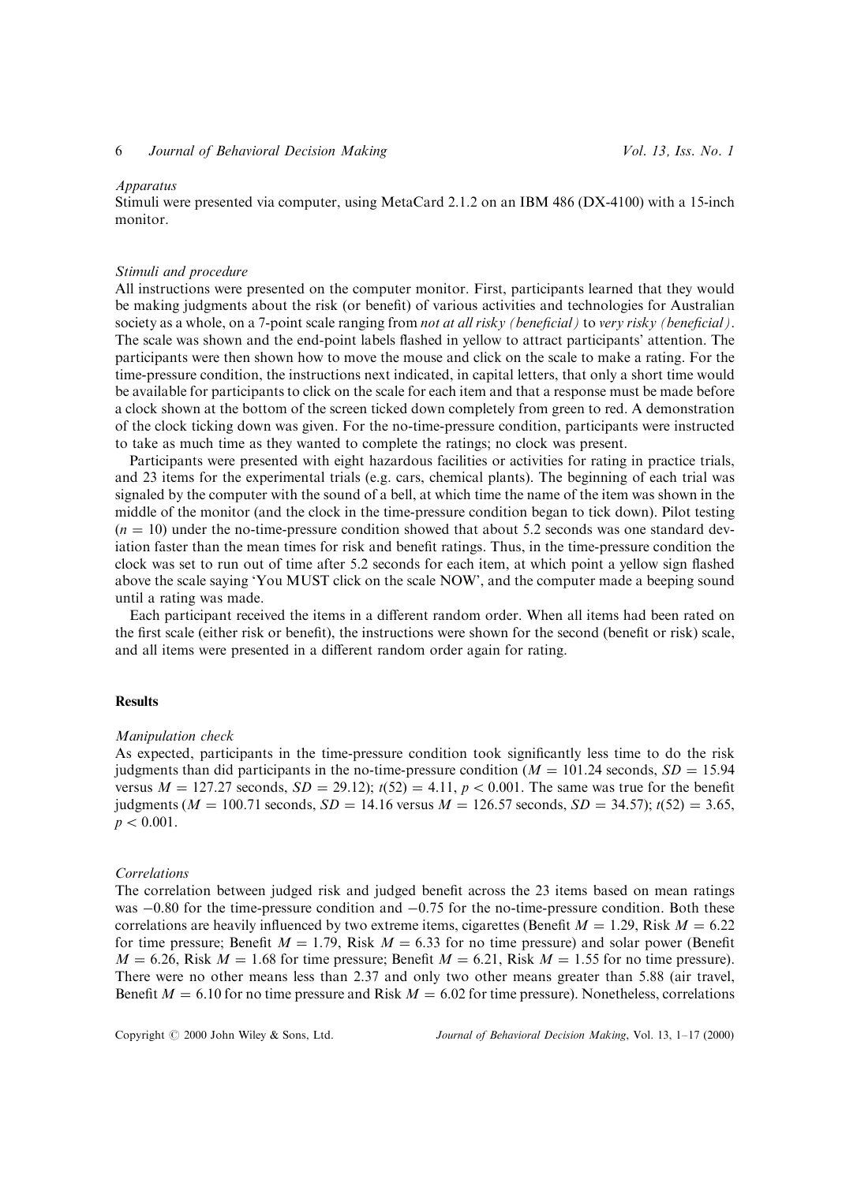### *Apparatus*

Stimuli were presented via computer, using MetaCard 2.1.2 on an IBM 486 (DX-4100) with a 15-inch monitor.

### *Stimuli and procedure*

All instructions were presented on the computer monitor. First, participants learned that they would be making judgments about the risk (or benefit) of various activities and technologies for Australian society as a whole, on a 7-point scale ranging from *not at all risky (beneficial)* to *very risky (beneficial)*. The scale was shown and the end-point labels flashed in yellow to attract participants' attention. The participants were then shown how to move the mouse and click on the scale to make a rating. For the time-pressure condition, the instructions next indicated, in capital letters, that only a short time would be available for participants to click on the scale for each item and that a response must be made before a clock shown at the bottom of the screen ticked down completely from green to red. A demonstration of the clock ticking down was given. For the no-time-pressure condition, participants were instructed to take as much time as they wanted to complete the ratings; no clock was present.

Participants were presented with eight hazardous facilities or activities for rating in practice trials, and 23 items for the experimental trials (e.g. cars, chemical plants). The beginning of each trial was signaled by the computer with the sound of a bell, at which time the name of the item was shown in the middle of the monitor (and the clock in the time-pressure condition began to tick down). Pilot testing ($n = 10$) under the no-time-pressure condition showed that about 5.2 seconds was one standard deviation faster than the mean times for risk and benefit ratings. Thus, in the time-pressure condition the clock was set to run out of time after 5.2 seconds for each item, at which point a yellow sign flashed above the scale saying 'You MUST click on the scale NOW', and the computer made a beeping sound until a rating was made.

Each participant received the items in a different random order. When all items had been rated on the first scale (either risk or benefit), the instructions were shown for the second (benefit or risk) scale, and all items were presented in a different random order again for rating.

## Results

### *Manipulation check*

As expected, participants in the time-pressure condition took significantly less time to do the risk judgments than did participants in the no-time-pressure condition ($M = 101.24$ seconds, $SD = 15.94$ versus $M = 127.27$ seconds, $SD = 29.12$); $t(52) = 4.11$, $p < 0.001$. The same was true for the benefit judgments ($M = 100.71$ seconds, $SD = 14.16$ versus $M = 126.57$ seconds, $SD = 34.57$); $t(52) = 3.65$, $p < 0.001$.

### *Correlations*

The correlation between judged risk and judged benefit across the 23 items based on mean ratings was $-0.80$ for the time-pressure condition and $-0.75$ for the no-time-pressure condition. Both these correlations are heavily influenced by two extreme items, cigarettes (Benefit $M = 1.29$, Risk $M = 6.22$ for time pressure; Benefit $M = 1.79$, Risk $M = 6.33$ for no time pressure) and solar power (Benefit $M = 6.26$, Risk $M = 1.68$ for time pressure; Benefit $M = 6.21$, Risk $M = 1.55$ for no time pressure). There were no other means less than 2.37 and only two other means greater than 5.88 (air travel, Benefit $M = 6.10$ for no time pressure and Risk $M = 6.02$ for time pressure). Nonetheless, correlations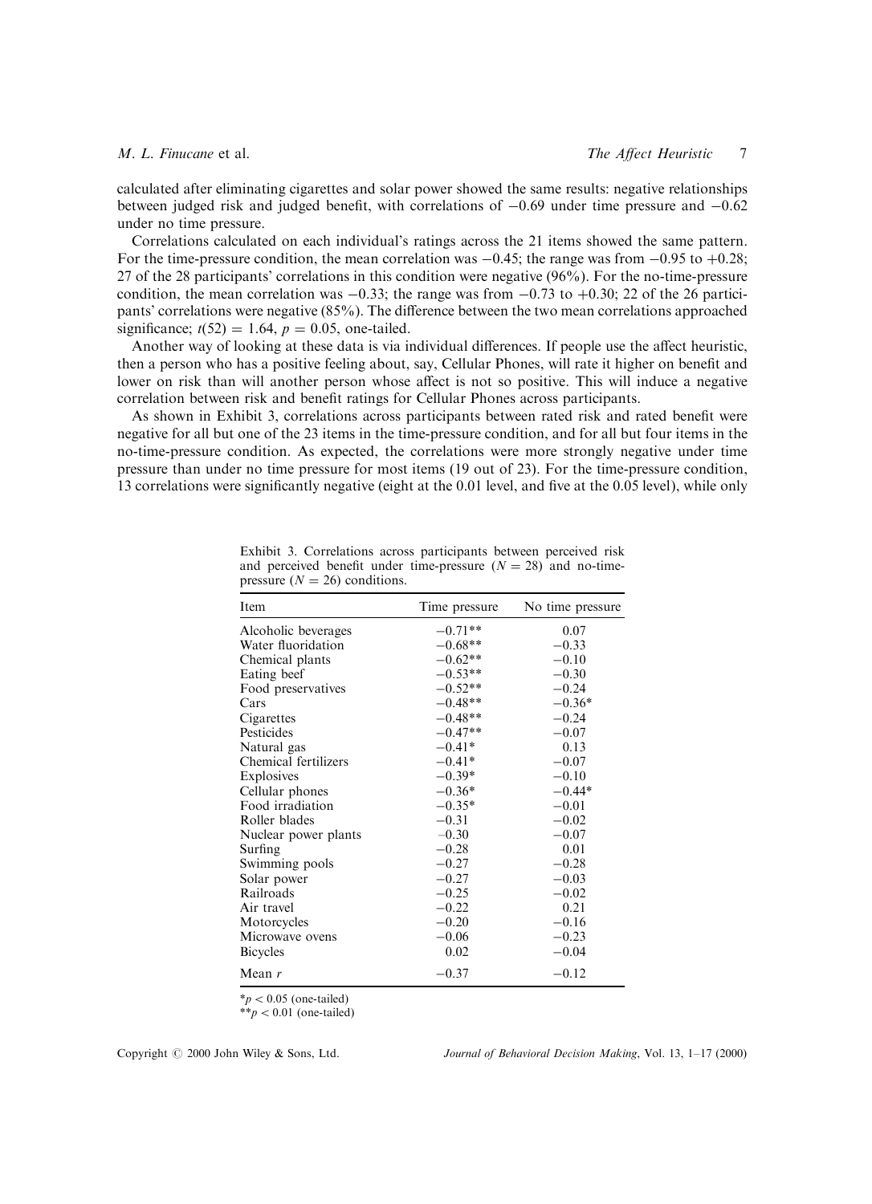calculated after eliminating cigarettes and solar power showed the same results: negative relationships between judged risk and judged benefit, with correlations of $-0.69$ under time pressure and $-0.62$ under no time pressure.

Correlations calculated on each individual's ratings across the 21 items showed the same pattern. For the time-pressure condition, the mean correlation was $-0.45$; the range was from $-0.95$ to $+0.28$; 27 of the 28 participants' correlations in this condition were negative (96%). For the no-time-pressure condition, the mean correlation was $-0.33$; the range was from $-0.73$ to $+0.30$; 22 of the 26 participants' correlations were negative (85%). The difference between the two mean correlations approached significance; $t(52) = 1.64$, $p = 0.05$, one-tailed.

Another way of looking at these data is via individual differences. If people use the affect heuristic, then a person who has a positive feeling about, say, Cellular Phones, will rate it higher on benefit and lower on risk than will another person whose affect is not so positive. This will induce a negative correlation between risk and benefit ratings for Cellular Phones across participants.

As shown in Exhibit 3, correlations across participants between rated risk and rated benefit were negative for all but one of the 23 items in the time-pressure condition, and for all but four items in the no-time-pressure condition. As expected, the correlations were more strongly negative under time pressure than under no time pressure for most items (19 out of 23). For the time-pressure condition, 13 correlations were significantly negative (eight at the 0.01 level, and five at the 0.05 level), while only

Exhibit 3. Correlations across participants between perceived risk and perceived benefit under time-pressure ($N = 28$) and no-time-pressure ($N = 26$) conditions.

| Item | Time pressure | No time pressure |
|---|---|---|
| Alcoholic beverages | −0.71** | 0.07 |
| Water fluoridation | −0.68** | −0.33 |
| Chemical plants | −0.62** | −0.10 |
| Eating beef | −0.53** | −0.30 |
| Food preservatives | −0.52** | −0.24 |
| Cars | −0.48** | −0.36* |
| Cigarettes | −0.48** | −0.24 |
| Pesticides | −0.47** | −0.07 |
| Natural gas | −0.41* | 0.13 |
| Chemical fertilizers | −0.41* | −0.07 |
| Explosives | −0.39* | −0.10 |
| Cellular phones | −0.36* | −0.44* |
| Food irradiation | −0.35* | −0.01 |
| Roller blades | −0.31 | −0.02 |
| Nuclear power plants | −0.30 | −0.07 |
| Surfing | −0.28 | 0.01 |
| Swimming pools | −0.27 | −0.28 |
| Solar power | −0.27 | −0.03 |
| Railroads | −0.25 | −0.02 |
| Air travel | −0.22 | 0.21 |
| Motorcycles | −0.20 | −0.16 |
| Microwave ovens | −0.06 | −0.23 |
| Bicycles | 0.02 | −0.04 |
| Mean $r$ | −0.37 | −0.12 |

*$p < 0.05$ (one-tailed)
**$p < 0.01$ (one-tailed)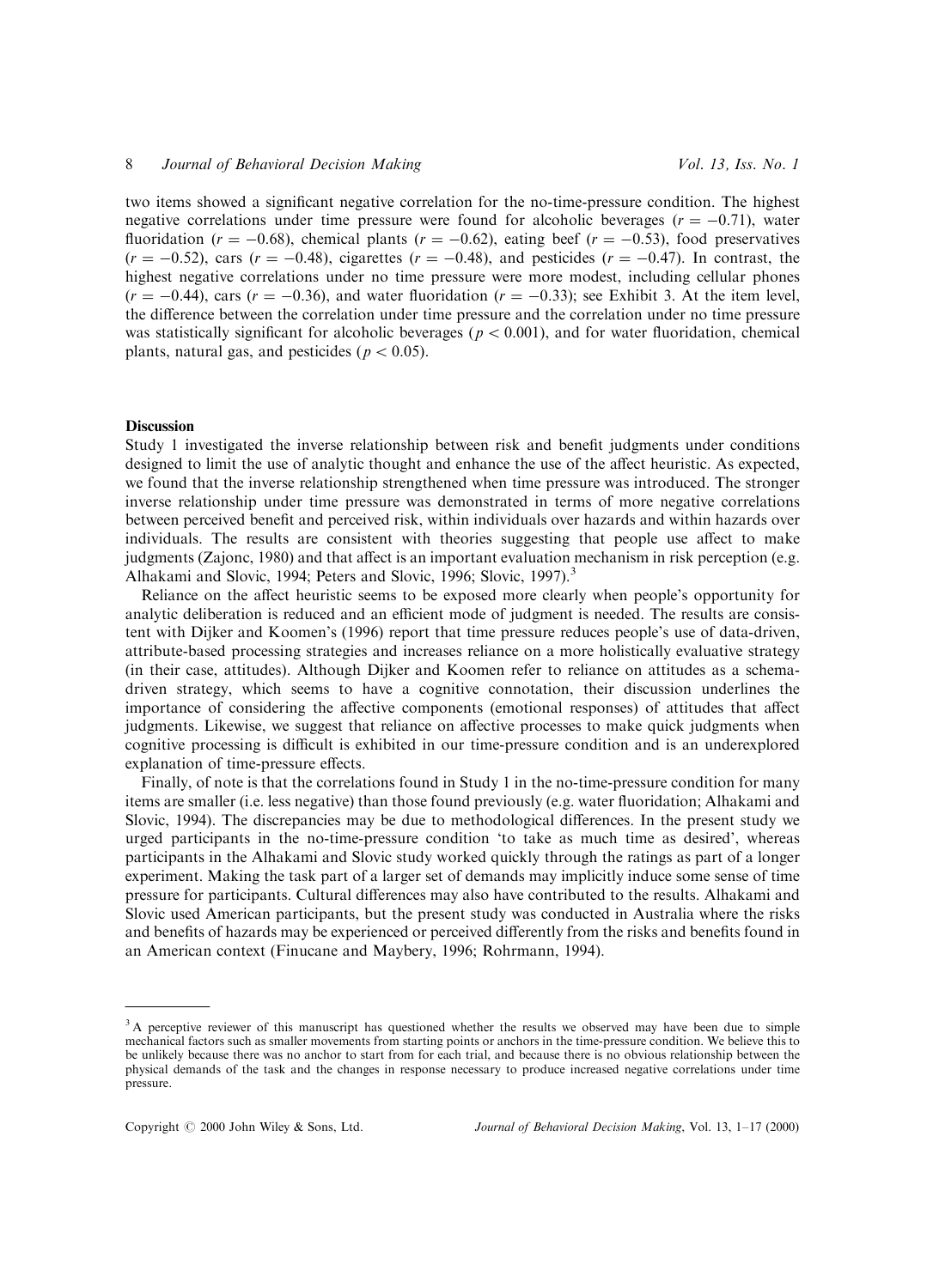two items showed a significant negative correlation for the no-time-pressure condition. The highest negative correlations under time pressure were found for alcoholic beverages ($r = -0.71$), water fluoridation ($r = -0.68$), chemical plants ($r = -0.62$), eating beef ($r = -0.53$), food preservatives ($r = -0.52$), cars ($r = -0.48$), cigarettes ($r = -0.48$), and pesticides ($r = -0.47$). In contrast, the highest negative correlations under no time pressure were more modest, including cellular phones ($r = -0.44$), cars ($r = -0.36$), and water fluoridation ($r = -0.33$); see Exhibit 3. At the item level, the difference between the correlation under time pressure and the correlation under no time pressure was statistically significant for alcoholic beverages ($p < 0.001$), and for water fluoridation, chemical plants, natural gas, and pesticides ($p < 0.05$).

### Discussion

Study 1 investigated the inverse relationship between risk and benefit judgments under conditions designed to limit the use of analytic thought and enhance the use of the affect heuristic. As expected, we found that the inverse relationship strengthened when time pressure was introduced. The stronger inverse relationship under time pressure was demonstrated in terms of more negative correlations between perceived benefit and perceived risk, within individuals over hazards and within hazards over individuals. The results are consistent with theories suggesting that people use affect to make judgments (Zajonc, 1980) and that affect is an important evaluation mechanism in risk perception (e.g. Alhakami and Slovic, 1994; Peters and Slovic, 1996; Slovic, 1997).[3]

Reliance on the affect heuristic seems to be exposed more clearly when people's opportunity for analytic deliberation is reduced and an efficient mode of judgment is needed. The results are consistent with Dijker and Koomen's (1996) report that time pressure reduces people's use of data-driven, attribute-based processing strategies and increases reliance on a more holistically evaluative strategy (in their case, attitudes). Although Dijker and Koomen refer to reliance on attitudes as a schema-driven strategy, which seems to have a cognitive connotation, their discussion underlines the importance of considering the affective components (emotional responses) of attitudes that affect judgments. Likewise, we suggest that reliance on affective processes to make quick judgments when cognitive processing is difficult is exhibited in our time-pressure condition and is an underexplored explanation of time-pressure effects.

Finally, of note is that the correlations found in Study 1 in the no-time-pressure condition for many items are smaller (i.e. less negative) than those found previously (e.g. water fluoridation; Alhakami and Slovic, 1994). The discrepancies may be due to methodological differences. In the present study we urged participants in the no-time-pressure condition 'to take as much time as desired', whereas participants in the Alhakami and Slovic study worked quickly through the ratings as part of a longer experiment. Making the task part of a larger set of demands may implicitly induce some sense of time pressure for participants. Cultural differences may also have contributed to the results. Alhakami and Slovic used American participants, but the present study was conducted in Australia where the risks and benefits of hazards may be experienced or perceived differently from the risks and benefits found in an American context (Finucane and Maybery, 1996; Rohrmann, 1994).

---

[3] A perceptive reviewer of this manuscript has questioned whether the results we observed may have been due to simple mechanical factors such as smaller movements from starting points or anchors in the time-pressure condition. We believe this to be unlikely because there was no anchor to start from for each trial, and because there is no obvious relationship between the physical demands of the task and the changes in response necessary to produce increased negative correlations under time pressure.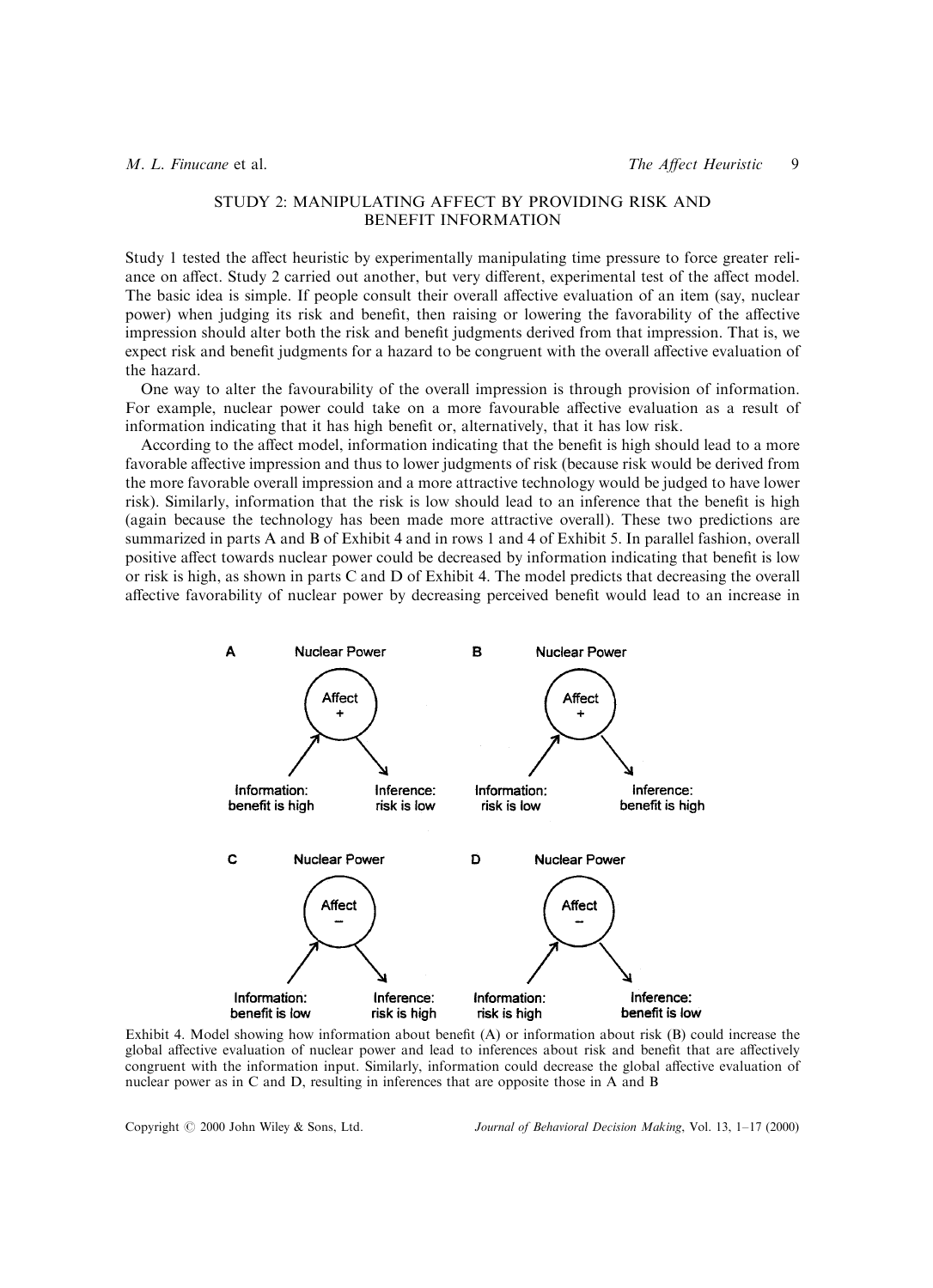## STUDY 2: MANIPULATING AFFECT BY PROVIDING RISK AND BENEFIT INFORMATION

Study 1 tested the affect heuristic by experimentally manipulating time pressure to force greater reliance on affect. Study 2 carried out another, but very different, experimental test of the affect model. The basic idea is simple. If people consult their overall affective evaluation of an item (say, nuclear power) when judging its risk and benefit, then raising or lowering the favorability of the affective impression should alter both the risk and benefit judgments derived from that impression. That is, we expect risk and benefit judgments for a hazard to be congruent with the overall affective evaluation of the hazard.

One way to alter the favourability of the overall impression is through provision of information. For example, nuclear power could take on a more favourable affective evaluation as a result of information indicating that it has high benefit or, alternatively, that it has low risk.

According to the affect model, information indicating that the benefit is high should lead to a more favorable affective impression and thus to lower judgments of risk (because risk would be derived from the more favorable overall impression and a more attractive technology would be judged to have lower risk). Similarly, information that the risk is low should lead to an inference that the benefit is high (again because the technology has been made more attractive overall). These two predictions are summarized in parts A and B of Exhibit 4 and in rows 1 and 4 of Exhibit 5. In parallel fashion, overall positive affect towards nuclear power could be decreased by information indicating that benefit is low or risk is high, as shown in parts C and D of Exhibit 4. The model predicts that decreasing the overall affective favorability of nuclear power by decreasing perceived benefit would lead to an increase in

A — Nuclear Power: Information: benefit is high → Affect + → Inference: risk is low

B — Nuclear Power: Information: risk is low → Affect + → Inference: benefit is high

C — Nuclear Power: Information: benefit is low → Affect – → Inference: risk is high

D — Nuclear Power: Information: risk is high → Affect – → Inference: benefit is low

Exhibit 4. Model showing how information about benefit (A) or information about risk (B) could increase the global affective evaluation of nuclear power and lead to inferences about risk and benefit that are affectively congruent with the information input. Similarly, information could decrease the global affective evaluation of nuclear power as in C and D, resulting in inferences that are opposite those in A and B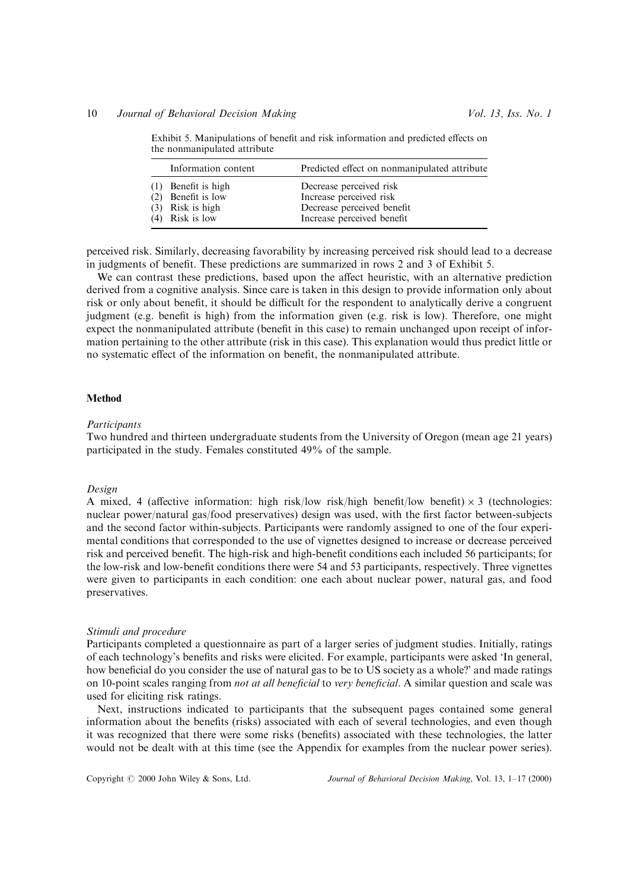Exhibit 5. Manipulations of benefit and risk information and predicted effects on the nonmanipulated attribute

| Information content | Predicted effect on nonmanipulated attribute |
|---|---|
| (1) Benefit is high | Decrease perceived risk |
| (2) Benefit is low | Increase perceived risk |
| (3) Risk is high | Decrease perceived benefit |
| (4) Risk is low | Increase perceived benefit |

perceived risk. Similarly, decreasing favorability by increasing perceived risk should lead to a decrease in judgments of benefit. These predictions are summarized in rows 2 and 3 of Exhibit 5.

We can contrast these predictions, based upon the affect heuristic, with an alternative prediction derived from a cognitive analysis. Since care is taken in this design to provide information only about risk or only about benefit, it should be difficult for the respondent to analytically derive a congruent judgment (e.g. benefit is high) from the information given (e.g. risk is low). Therefore, one might expect the nonmanipulated attribute (benefit in this case) to remain unchanged upon receipt of information pertaining to the other attribute (risk in this case). This explanation would thus predict little or no systematic effect of the information on benefit, the nonmanipulated attribute.

## Method

### *Participants*

Two hundred and thirteen undergraduate students from the University of Oregon (mean age 21 years) participated in the study. Females constituted 49% of the sample.

### *Design*

A mixed, 4 (affective information: high risk/low risk/high benefit/low benefit) $\times$ 3 (technologies: nuclear power/natural gas/food preservatives) design was used, with the first factor between-subjects and the second factor within-subjects. Participants were randomly assigned to one of the four experimental conditions that corresponded to the use of vignettes designed to increase or decrease perceived risk and perceived benefit. The high-risk and high-benefit conditions each included 56 participants; for the low-risk and low-benefit conditions there were 54 and 53 participants, respectively. Three vignettes were given to participants in each condition: one each about nuclear power, natural gas, and food preservatives.

### *Stimuli and procedure*

Participants completed a questionnaire as part of a larger series of judgment studies. Initially, ratings of each technology's benefits and risks were elicited. For example, participants were asked 'In general, how beneficial do you consider the use of natural gas to be to US society as a whole?' and made ratings on 10-point scales ranging from *not at all beneficial* to *very beneficial*. A similar question and scale was used for eliciting risk ratings.

Next, instructions indicated to participants that the subsequent pages contained some general information about the benefits (risks) associated with each of several technologies, and even though it was recognized that there were some risks (benefits) associated with these technologies, the latter would not be dealt with at this time (see the Appendix for examples from the nuclear power series).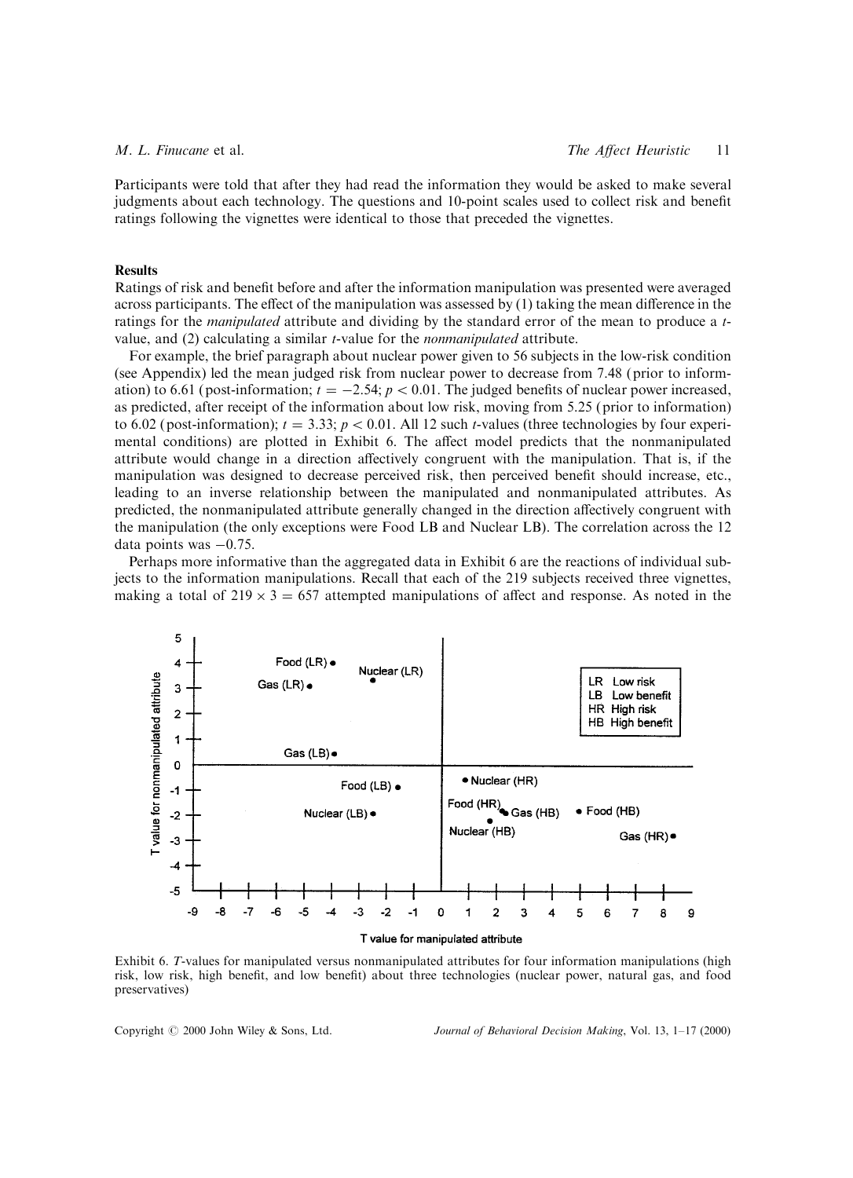Participants were told that after they had read the information they would be asked to make several judgments about each technology. The questions and 10-point scales used to collect risk and benefit ratings following the vignettes were identical to those that preceded the vignettes.

## Results

Ratings of risk and benefit before and after the information manipulation was presented were averaged across participants. The effect of the manipulation was assessed by (1) taking the mean difference in the ratings for the *manipulated* attribute and dividing by the standard error of the mean to produce a $t$-value, and (2) calculating a similar $t$-value for the *nonmanipulated* attribute.

For example, the brief paragraph about nuclear power given to 56 subjects in the low-risk condition (see Appendix) led the mean judged risk from nuclear power to decrease from 7.48 (prior to information) to 6.61 (post-information; $t = -2.54$; $p < 0.01$. The judged benefits of nuclear power increased, as predicted, after receipt of the information about low risk, moving from 5.25 (prior to information) to 6.02 (post-information); $t = 3.33$; $p < 0.01$. All 12 such $t$-values (three technologies by four experimental conditions) are plotted in Exhibit 6. The affect model predicts that the nonmanipulated attribute would change in a direction affectively congruent with the manipulation. That is, if the manipulation was designed to decrease perceived risk, then perceived benefit should increase, etc., leading to an inverse relationship between the manipulated and nonmanipulated attributes. As predicted, the nonmanipulated attribute generally changed in the direction affectively congruent with the manipulation (the only exceptions were Food LB and Nuclear LB). The correlation across the 12 data points was $-0.75$.

Perhaps more informative than the aggregated data in Exhibit 6 are the reactions of individual subjects to the information manipulations. Recall that each of the 219 subjects received three vignettes, making a total of $219 \times 3 = 657$ attempted manipulations of affect and response. As noted in the

Exhibit 6. $T$-values for manipulated versus nonmanipulated attributes for four information manipulations (high risk, low risk, high benefit, and low benefit) about three technologies (nuclear power, natural gas, and food preservatives)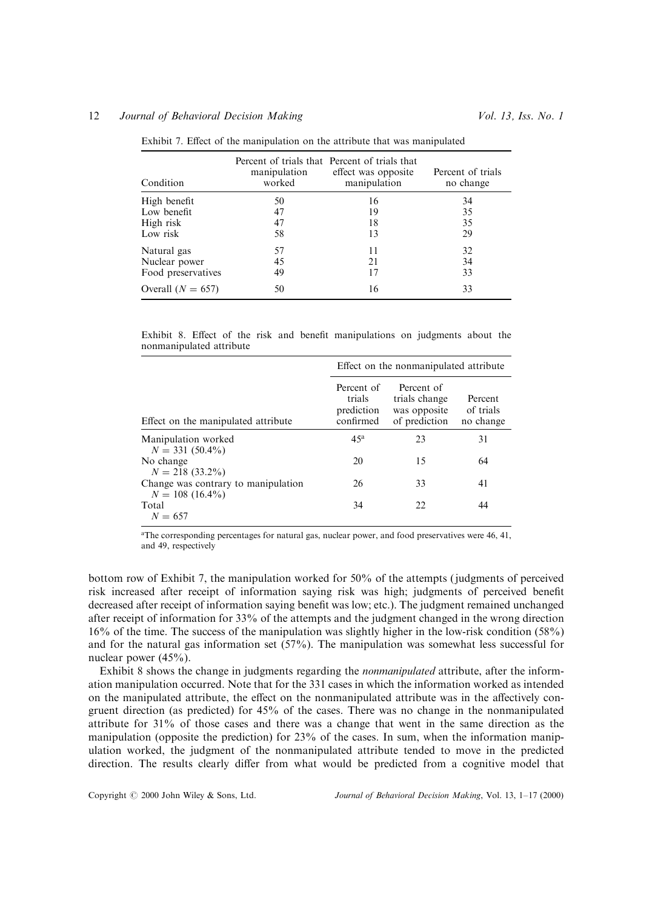Exhibit 7. Effect of the manipulation on the attribute that was manipulated

| Condition | Percent of trials that manipulation worked | Percent of trials that effect was opposite manipulation | Percent of trials no change |
|---|---|---|---|
| High benefit | 50 | 16 | 34 |
| Low benefit | 47 | 19 | 35 |
| High risk | 47 | 18 | 35 |
| Low risk | 58 | 13 | 29 |
| Natural gas | 57 | 11 | 32 |
| Nuclear power | 45 | 21 | 34 |
| Food preservatives | 49 | 17 | 33 |
| Overall ($N = 657$) | 50 | 16 | 33 |

Exhibit 8. Effect of the risk and benefit manipulations on judgments about the nonmanipulated attribute

| | Effect on the nonmanipulated attribute | | |
|---|---|---|---|
| Effect on the manipulated attribute | Percent of trials prediction confirmed | Percent of trials change was opposite of prediction | Percent of trials no change |
| Manipulation worked $N = 331$ (50.4%) | 45[a] | 23 | 31 |
| No change $N = 218$ (33.2%) | 20 | 15 | 64 |
| Change was contrary to manipulation $N = 108$ (16.4%) | 26 | 33 | 41 |
| Total $N = 657$ | 34 | 22 | 44 |

[a]The corresponding percentages for natural gas, nuclear power, and food preservatives were 46, 41, and 49, respectively

bottom row of Exhibit 7, the manipulation worked for 50% of the attempts (judgments of perceived risk increased after receipt of information saying risk was high; judgments of perceived benefit decreased after receipt of information saying benefit was low; etc.). The judgment remained unchanged after receipt of information for 33% of the attempts and the judgment changed in the wrong direction 16% of the time. The success of the manipulation was slightly higher in the low-risk condition (58%) and for the natural gas information set (57%). The manipulation was somewhat less successful for nuclear power (45%).

Exhibit 8 shows the change in judgments regarding the *nonmanipulated* attribute, after the information manipulation occurred. Note that for the 331 cases in which the information worked as intended on the manipulated attribute, the effect on the nonmanipulated attribute was in the affectively congruent direction (as predicted) for 45% of the cases. There was no change in the nonmanipulated attribute for 31% of those cases and there was a change that went in the same direction as the manipulation (opposite the prediction) for 23% of the cases. In sum, when the information manipulation worked, the judgment of the nonmanipulated attribute tended to move in the predicted direction. The results clearly differ from what would be predicted from a cognitive model that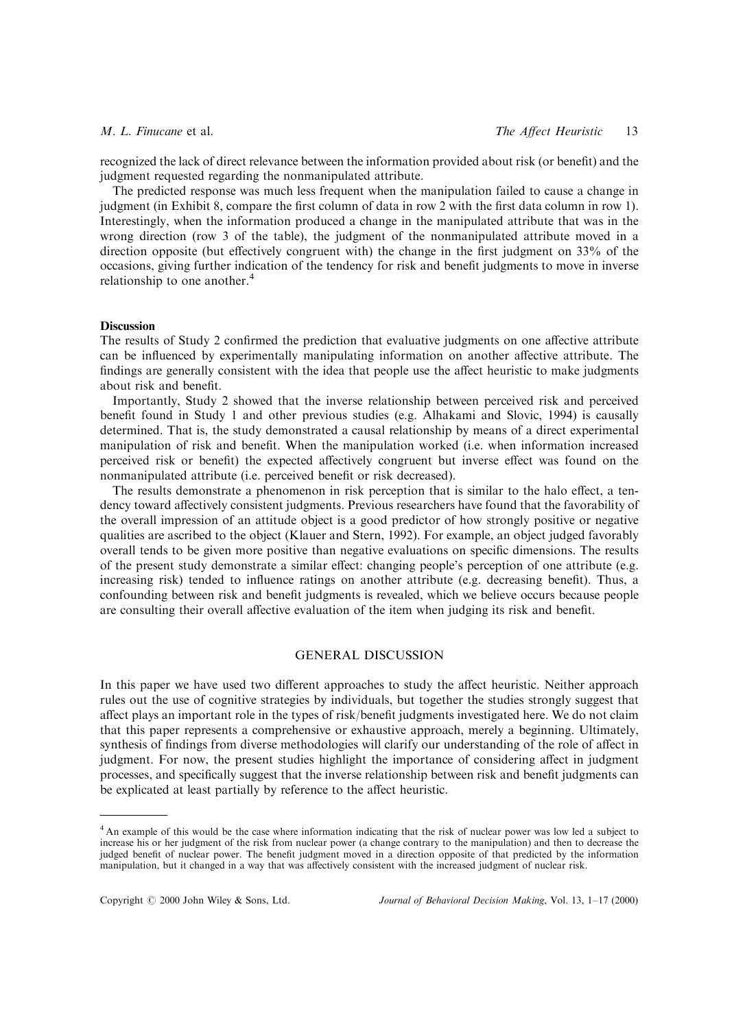recognized the lack of direct relevance between the information provided about risk (or benefit) and the judgment requested regarding the nonmanipulated attribute.

The predicted response was much less frequent when the manipulation failed to cause a change in judgment (in Exhibit 8, compare the first column of data in row 2 with the first data column in row 1). Interestingly, when the information produced a change in the manipulated attribute that was in the wrong direction (row 3 of the table), the judgment of the nonmanipulated attribute moved in a direction opposite (but effectively congruent with) the change in the first judgment on 33% of the occasions, giving further indication of the tendency for risk and benefit judgments to move in inverse relationship to one another.[4]

**Discussion**

The results of Study 2 confirmed the prediction that evaluative judgments on one affective attribute can be influenced by experimentally manipulating information on another affective attribute. The findings are generally consistent with the idea that people use the affect heuristic to make judgments about risk and benefit.

Importantly, Study 2 showed that the inverse relationship between perceived risk and perceived benefit found in Study 1 and other previous studies (e.g. Alhakami and Slovic, 1994) is causally determined. That is, the study demonstrated a causal relationship by means of a direct experimental manipulation of risk and benefit. When the manipulation worked (i.e. when information increased perceived risk or benefit) the expected affectively congruent but inverse effect was found on the nonmanipulated attribute (i.e. perceived benefit or risk decreased).

The results demonstrate a phenomenon in risk perception that is similar to the halo effect, a tendency toward affectively consistent judgments. Previous researchers have found that the favorability of the overall impression of an attitude object is a good predictor of how strongly positive or negative qualities are ascribed to the object (Klauer and Stern, 1992). For example, an object judged favorably overall tends to be given more positive than negative evaluations on specific dimensions. The results of the present study demonstrate a similar effect: changing people's perception of one attribute (e.g. increasing risk) tended to influence ratings on another attribute (e.g. decreasing benefit). Thus, a confounding between risk and benefit judgments is revealed, which we believe occurs because people are consulting their overall affective evaluation of the item when judging its risk and benefit.

## GENERAL DISCUSSION

In this paper we have used two different approaches to study the affect heuristic. Neither approach rules out the use of cognitive strategies by individuals, but together the studies strongly suggest that affect plays an important role in the types of risk/benefit judgments investigated here. We do not claim that this paper represents a comprehensive or exhaustive approach, merely a beginning. Ultimately, synthesis of findings from diverse methodologies will clarify our understanding of the role of affect in judgment. For now, the present studies highlight the importance of considering affect in judgment processes, and specifically suggest that the inverse relationship between risk and benefit judgments can be explicated at least partially by reference to the affect heuristic.

---

[4] An example of this would be the case where information indicating that the risk of nuclear power was low led a subject to increase his or her judgment of the risk from nuclear power (a change contrary to the manipulation) and then to decrease the judged benefit of nuclear power. The benefit judgment moved in a direction opposite of that predicted by the information manipulation, but it changed in a way that was affectively consistent with the increased judgment of nuclear risk.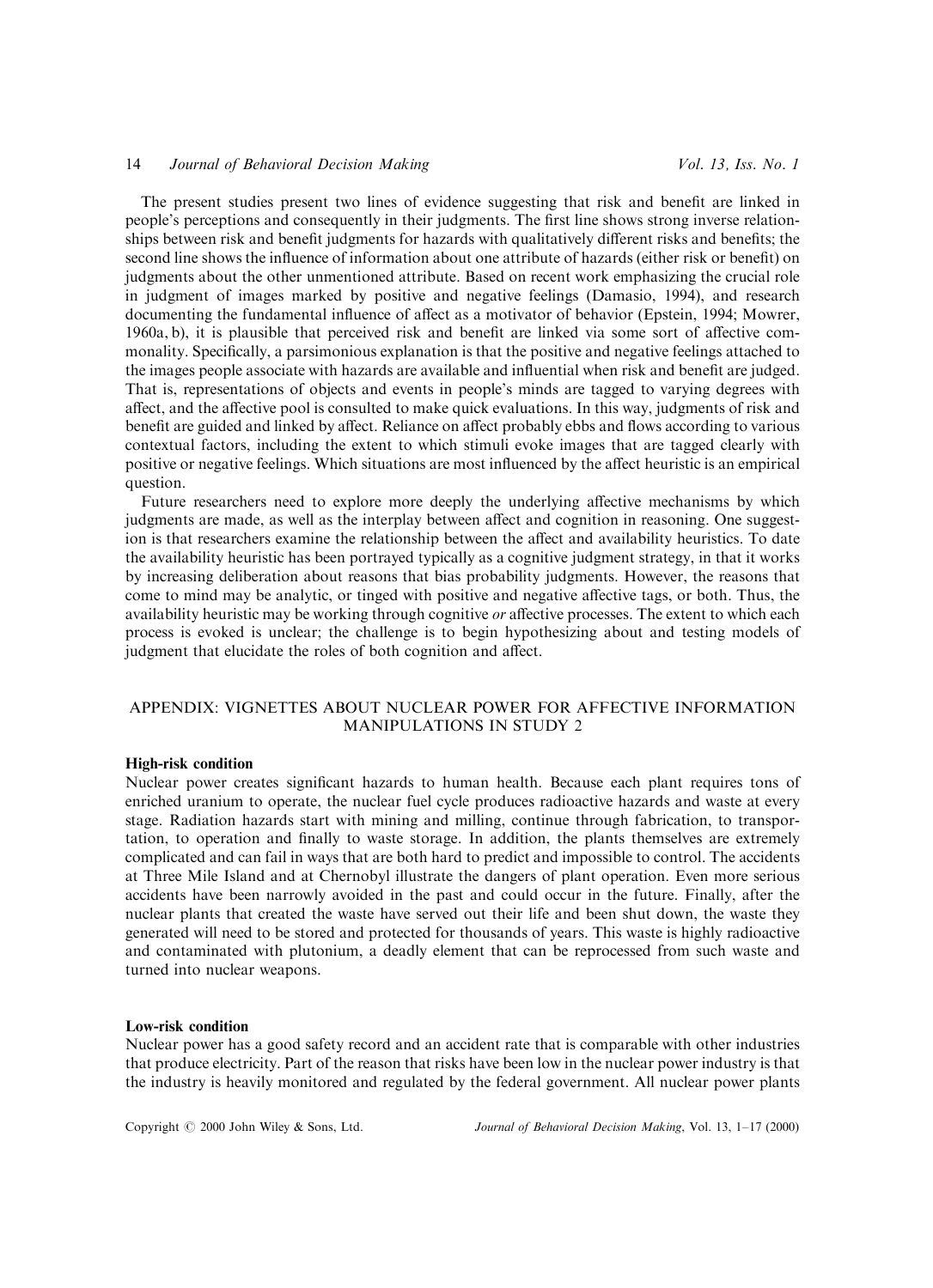The present studies present two lines of evidence suggesting that risk and benefit are linked in people's perceptions and consequently in their judgments. The first line shows strong inverse relationships between risk and benefit judgments for hazards with qualitatively different risks and benefits; the second line shows the influence of information about one attribute of hazards (either risk or benefit) on judgments about the other unmentioned attribute. Based on recent work emphasizing the crucial role in judgment of images marked by positive and negative feelings (Damasio, 1994), and research documenting the fundamental influence of affect as a motivator of behavior (Epstein, 1994; Mowrer, 1960a, b), it is plausible that perceived risk and benefit are linked via some sort of affective commonality. Specifically, a parsimonious explanation is that the positive and negative feelings attached to the images people associate with hazards are available and influential when risk and benefit are judged. That is, representations of objects and events in people's minds are tagged to varying degrees with affect, and the affective pool is consulted to make quick evaluations. In this way, judgments of risk and benefit are guided and linked by affect. Reliance on affect probably ebbs and flows according to various contextual factors, including the extent to which stimuli evoke images that are tagged clearly with positive or negative feelings. Which situations are most influenced by the affect heuristic is an empirical question.

Future researchers need to explore more deeply the underlying affective mechanisms by which judgments are made, as well as the interplay between affect and cognition in reasoning. One suggestion is that researchers examine the relationship between the affect and availability heuristics. To date the availability heuristic has been portrayed typically as a cognitive judgment strategy, in that it works by increasing deliberation about reasons that bias probability judgments. However, the reasons that come to mind may be analytic, or tinged with positive and negative affective tags, or both. Thus, the availability heuristic may be working through cognitive *or* affective processes. The extent to which each process is evoked is unclear; the challenge is to begin hypothesizing about and testing models of judgment that elucidate the roles of both cognition and affect.

## APPENDIX: VIGNETTES ABOUT NUCLEAR POWER FOR AFFECTIVE INFORMATION MANIPULATIONS IN STUDY 2

### High-risk condition

Nuclear power creates significant hazards to human health. Because each plant requires tons of enriched uranium to operate, the nuclear fuel cycle produces radioactive hazards and waste at every stage. Radiation hazards start with mining and milling, continue through fabrication, to transportation, to operation and finally to waste storage. In addition, the plants themselves are extremely complicated and can fail in ways that are both hard to predict and impossible to control. The accidents at Three Mile Island and at Chernobyl illustrate the dangers of plant operation. Even more serious accidents have been narrowly avoided in the past and could occur in the future. Finally, after the nuclear plants that created the waste have served out their life and been shut down, the waste they generated will need to be stored and protected for thousands of years. This waste is highly radioactive and contaminated with plutonium, a deadly element that can be reprocessed from such waste and turned into nuclear weapons.

### Low-risk condition

Nuclear power has a good safety record and an accident rate that is comparable with other industries that produce electricity. Part of the reason that risks have been low in the nuclear power industry is that the industry is heavily monitored and regulated by the federal government. All nuclear power plants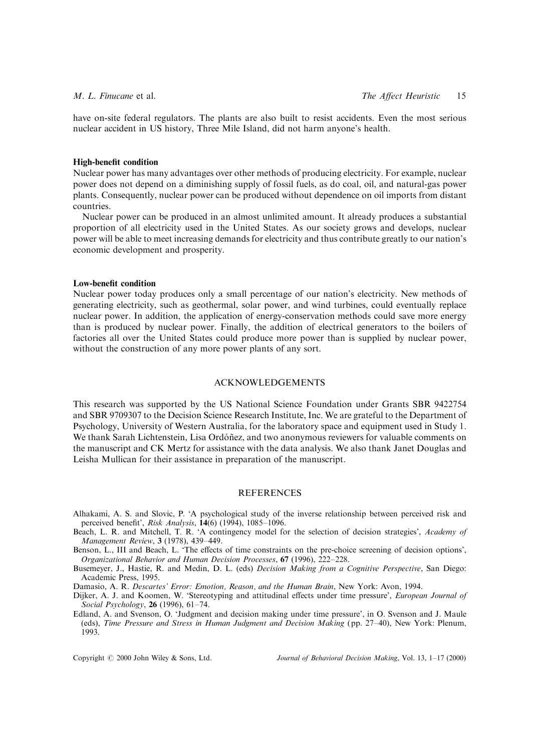have on-site federal regulators. The plants are also built to resist accidents. Even the most serious nuclear accident in US history, Three Mile Island, did not harm anyone's health.

**High-benefit condition**

Nuclear power has many advantages over other methods of producing electricity. For example, nuclear power does not depend on a diminishing supply of fossil fuels, as do coal, oil, and natural-gas power plants. Consequently, nuclear power can be produced without dependence on oil imports from distant countries.

Nuclear power can be produced in an almost unlimited amount. It already produces a substantial proportion of all electricity used in the United States. As our society grows and develops, nuclear power will be able to meet increasing demands for electricity and thus contribute greatly to our nation's economic development and prosperity.

**Low-benefit condition**

Nuclear power today produces only a small percentage of our nation's electricity. New methods of generating electricity, such as geothermal, solar power, and wind turbines, could eventually replace nuclear power. In addition, the application of energy-conservation methods could save more energy than is produced by nuclear power. Finally, the addition of electrical generators to the boilers of factories all over the United States could produce more power than is supplied by nuclear power, without the construction of any more power plants of any sort.

## ACKNOWLEDGEMENTS

This research was supported by the US National Science Foundation under Grants SBR 9422754 and SBR 9709307 to the Decision Science Research Institute, Inc. We are grateful to the Department of Psychology, University of Western Australia, for the laboratory space and equipment used in Study 1. We thank Sarah Lichtenstein, Lisa Ordóñez, and two anonymous reviewers for valuable comments on the manuscript and CK Mertz for assistance with the data analysis. We also thank Janet Douglas and Leisha Mullican for their assistance in preparation of the manuscript.

## REFERENCES

Alhakami, A. S. and Slovic, P. 'A psychological study of the inverse relationship between perceived risk and perceived benefit', *Risk Analysis*, **14**(6) (1994), 1085–1096.

Beach, L. R. and Mitchell, T. R. 'A contingency model for the selection of decision strategies', *Academy of Management Review*, **3** (1978), 439–449.

Benson, L., III and Beach, L. 'The effects of time constraints on the pre-choice screening of decision options', *Organizational Behavior and Human Decision Processes*, **67** (1996), 222–228.

Busemeyer, J., Hastie, R. and Medin, D. L. (eds) *Decision Making from a Cognitive Perspective*, San Diego: Academic Press, 1995.

Damasio, A. R. *Descartes' Error: Emotion, Reason, and the Human Brain*, New York: Avon, 1994.

Dijker, A. J. and Koomen, W. 'Stereotyping and attitudinal effects under time pressure', *European Journal of Social Psychology*, **26** (1996), 61–74.

Edland, A. and Svenson, O. 'Judgment and decision making under time pressure', in O. Svenson and J. Maule (eds), *Time Pressure and Stress in Human Judgment and Decision Making* (pp. 27–40), New York: Plenum, 1993.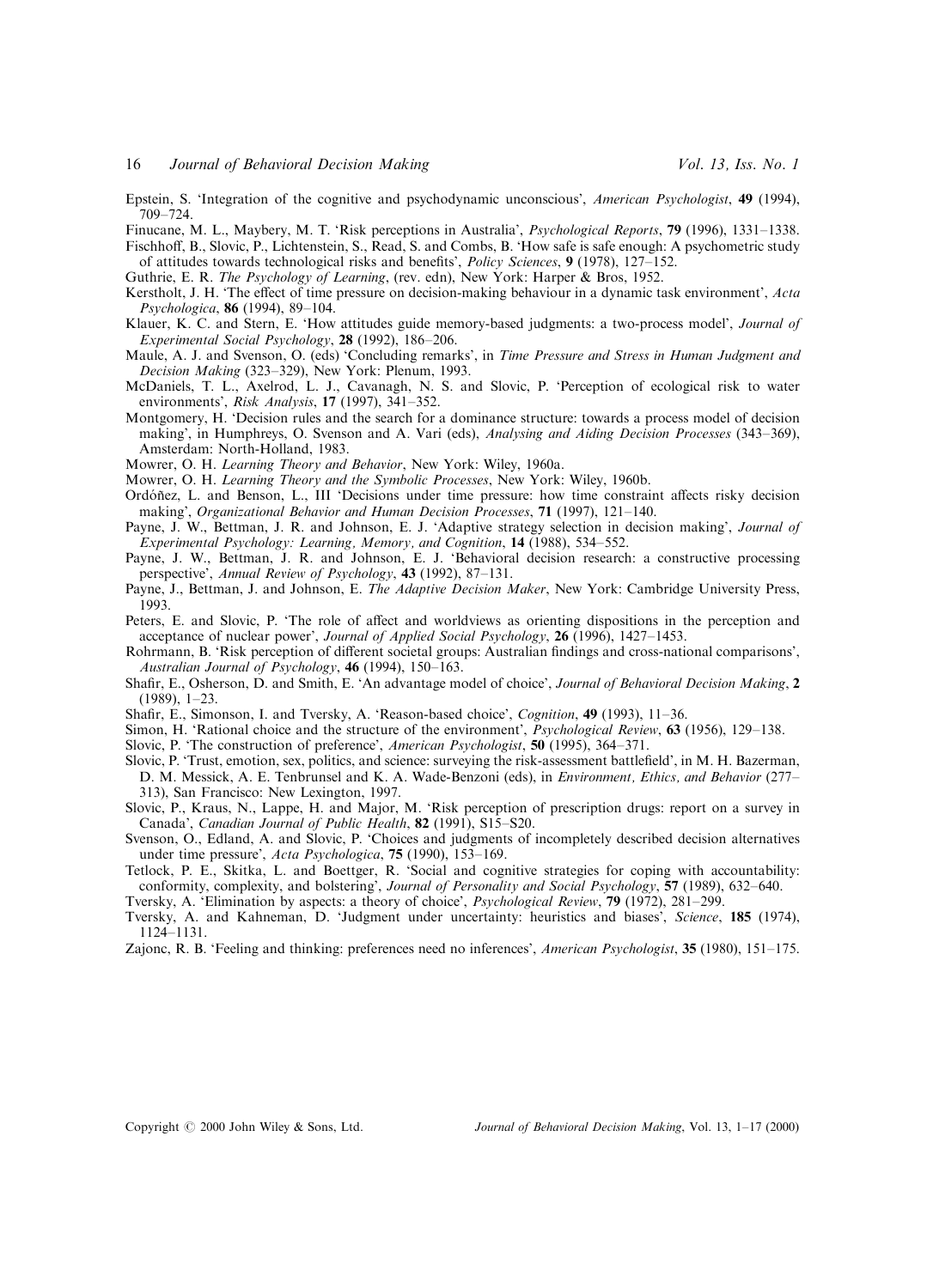Epstein, S. 'Integration of the cognitive and psychodynamic unconscious', *American Psychologist*, **49** (1994), 709–724.

Finucane, M. L., Maybery, M. T. 'Risk perceptions in Australia', *Psychological Reports*, **79** (1996), 1331–1338.

Fischhoff, B., Slovic, P., Lichtenstein, S., Read, S. and Combs, B. 'How safe is safe enough: A psychometric study of attitudes towards technological risks and benefits', *Policy Sciences*, **9** (1978), 127–152.

Guthrie, E. R. *The Psychology of Learning*, (rev. edn), New York: Harper & Bros, 1952.

Kerstholt, J. H. 'The effect of time pressure on decision-making behaviour in a dynamic task environment', *Acta Psychologica*, **86** (1994), 89–104.

Klauer, K. C. and Stern, E. 'How attitudes guide memory-based judgments: a two-process model', *Journal of Experimental Social Psychology*, **28** (1992), 186–206.

Maule, A. J. and Svenson, O. (eds) 'Concluding remarks', in *Time Pressure and Stress in Human Judgment and Decision Making* (323–329), New York: Plenum, 1993.

McDaniels, T. L., Axelrod, L. J., Cavanagh, N. S. and Slovic, P. 'Perception of ecological risk to water environments', *Risk Analysis*, **17** (1997), 341–352.

Montgomery, H. 'Decision rules and the search for a dominance structure: towards a process model of decision making', in Humphreys, O. Svenson and A. Vari (eds), *Analysing and Aiding Decision Processes* (343–369), Amsterdam: North-Holland, 1983.

Mowrer, O. H. *Learning Theory and Behavior*, New York: Wiley, 1960a.

Mowrer, O. H. *Learning Theory and the Symbolic Processes*, New York: Wiley, 1960b.

Ordóñez, L. and Benson, L., III 'Decisions under time pressure: how time constraint affects risky decision making', *Organizational Behavior and Human Decision Processes*, **71** (1997), 121–140.

Payne, J. W., Bettman, J. R. and Johnson, E. J. 'Adaptive strategy selection in decision making', *Journal of Experimental Psychology: Learning, Memory, and Cognition*, **14** (1988), 534–552.

Payne, J. W., Bettman, J. R. and Johnson, E. J. 'Behavioral decision research: a constructive processing perspective', *Annual Review of Psychology*, **43** (1992), 87–131.

Payne, J., Bettman, J. and Johnson, E. *The Adaptive Decision Maker*, New York: Cambridge University Press, 1993.

Peters, E. and Slovic, P. 'The role of affect and worldviews as orienting dispositions in the perception and acceptance of nuclear power', *Journal of Applied Social Psychology*, **26** (1996), 1427–1453.

Rohrmann, B. 'Risk perception of different societal groups: Australian findings and cross-national comparisons', *Australian Journal of Psychology*, **46** (1994), 150–163.

Shafir, E., Osherson, D. and Smith, E. 'An advantage model of choice', *Journal of Behavioral Decision Making*, **2** (1989), 1–23.

Shafir, E., Simonson, I. and Tversky, A. 'Reason-based choice', *Cognition*, **49** (1993), 11–36.

Simon, H. 'Rational choice and the structure of the environment', *Psychological Review*, **63** (1956), 129–138.

Slovic, P. 'The construction of preference', *American Psychologist*, **50** (1995), 364–371.

Slovic, P. 'Trust, emotion, sex, politics, and science: surveying the risk-assessment battlefield', in M. H. Bazerman, D. M. Messick, A. E. Tenbrunsel and K. A. Wade-Benzoni (eds), in *Environment, Ethics, and Behavior* (277–313), San Francisco: New Lexington, 1997.

Slovic, P., Kraus, N., Lappe, H. and Major, M. 'Risk perception of prescription drugs: report on a survey in Canada', *Canadian Journal of Public Health*, **82** (1991), S15–S20.

Svenson, O., Edland, A. and Slovic, P. 'Choices and judgments of incompletely described decision alternatives under time pressure', *Acta Psychologica*, **75** (1990), 153–169.

Tetlock, P. E., Skitka, L. and Boettger, R. 'Social and cognitive strategies for coping with accountability: conformity, complexity, and bolstering', *Journal of Personality and Social Psychology*, **57** (1989), 632–640.

Tversky, A. 'Elimination by aspects: a theory of choice', *Psychological Review*, **79** (1972), 281–299.

Tversky, A. and Kahneman, D. 'Judgment under uncertainty: heuristics and biases', *Science*, **185** (1974), 1124–1131.

Zajonc, R. B. 'Feeling and thinking: preferences need no inferences', *American Psychologist*, **35** (1980), 151–175.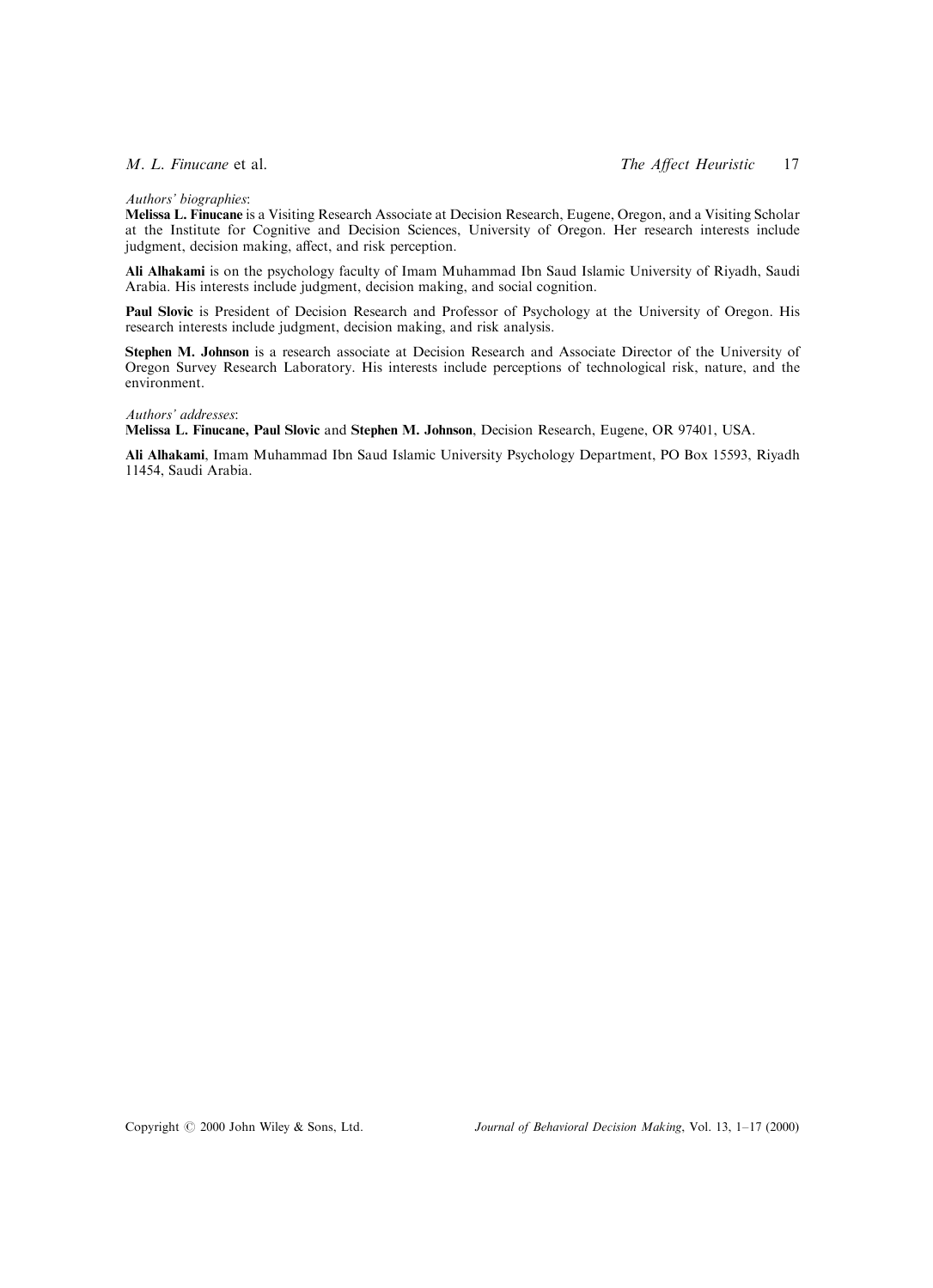*Authors' biographies*:

**Melissa L. Finucane** is a Visiting Research Associate at Decision Research, Eugene, Oregon, and a Visiting Scholar at the Institute for Cognitive and Decision Sciences, University of Oregon. Her research interests include judgment, decision making, affect, and risk perception.

**Ali Alhakami** is on the psychology faculty of Imam Muhammad Ibn Saud Islamic University of Riyadh, Saudi Arabia. His interests include judgment, decision making, and social cognition.

**Paul Slovic** is President of Decision Research and Professor of Psychology at the University of Oregon. His research interests include judgment, decision making, and risk analysis.

**Stephen M. Johnson** is a research associate at Decision Research and Associate Director of the University of Oregon Survey Research Laboratory. His interests include perceptions of technological risk, nature, and the environment.

*Authors' addresses*:

**Melissa L. Finucane, Paul Slovic** and **Stephen M. Johnson**, Decision Research, Eugene, OR 97401, USA.

**Ali Alhakami**, Imam Muhammad Ibn Saud Islamic University Psychology Department, PO Box 15593, Riyadh 11454, Saudi Arabia.